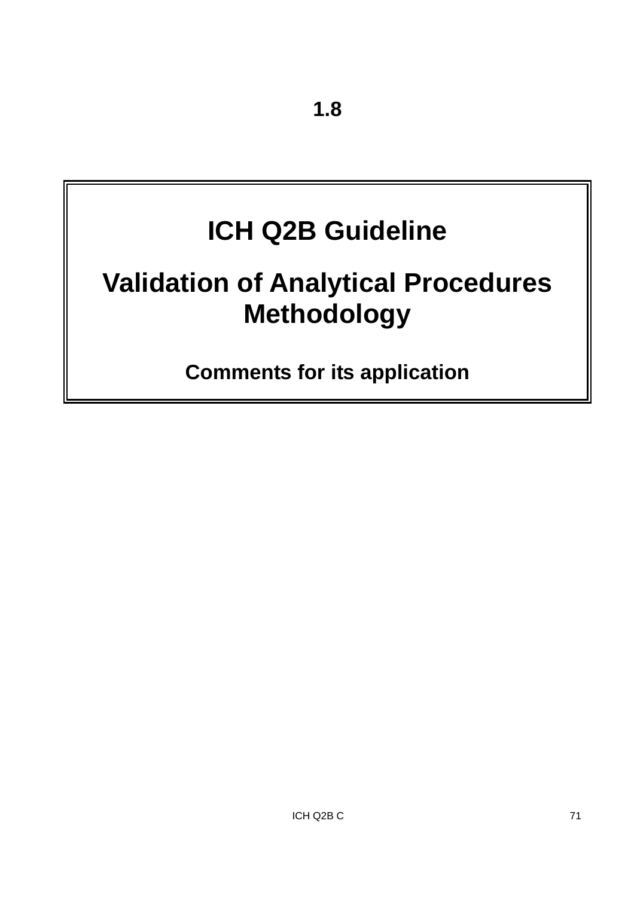# 1.8

## ICH Q2B Guideline

## Validation of Analytical Procedures Methodology

**Comments for its application**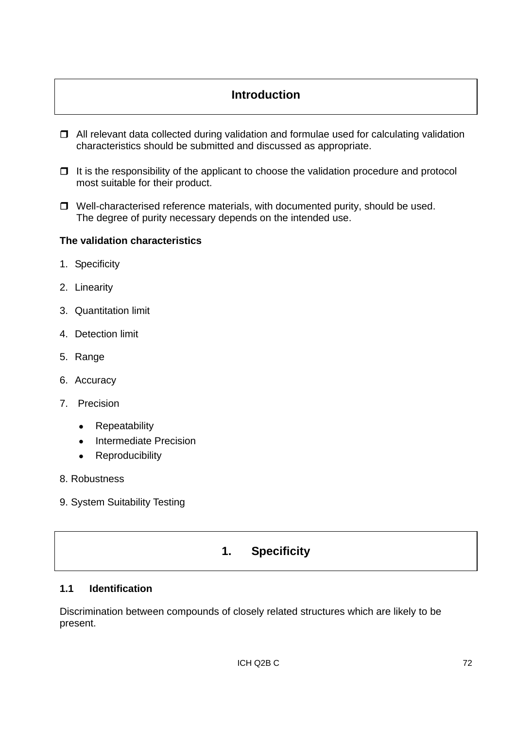## Introduction

- All relevant data collected during validation and formulae used for calculating validation characteristics should be submitted and discussed as appropriate.
- It is the responsibility of the applicant to choose the validation procedure and protocol most suitable for their product.
- Well-characterised reference materials, with documented purity, should be used. The degree of purity necessary depends on the intended use.

**The validation characteristics**

1. Specificity
2. Linearity
3. Quantitation limit
4. Detection limit
5. Range
6. Accuracy
7. Precision
    - Repeatability
    - Intermediate Precision
    - Reproducibility
8. Robustness
9. System Suitability Testing

## 1. Specificity

### 1.1 Identification

Discrimination between compounds of closely related structures which are likely to be present.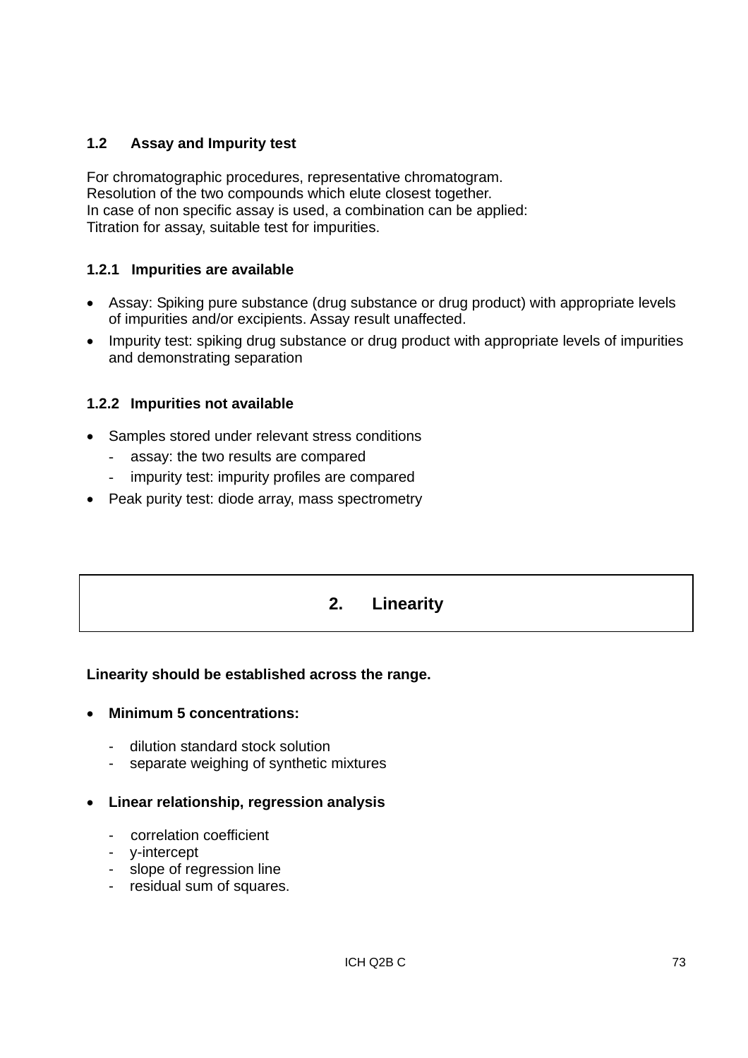### 1.2 Assay and Impurity test

For chromatographic procedures, representative chromatogram.
Resolution of the two compounds which elute closest together.
In case of non specific assay is used, a combination can be applied:
Titration for assay, suitable test for impurities.

#### 1.2.1 Impurities are available

- Assay: Spiking pure substance (drug substance or drug product) with appropriate levels of impurities and/or excipients. Assay result unaffected.
- Impurity test: spiking drug substance or drug product with appropriate levels of impurities and demonstrating separation

#### 1.2.2 Impurities not available

- Samples stored under relevant stress conditions
  - assay: the two results are compared
  - impurity test: impurity profiles are compared
- Peak purity test: diode array, mass spectrometry

## 2. Linearity

**Linearity should be established across the range.**

- **Minimum 5 concentrations:**
  - dilution standard stock solution
  - separate weighing of synthetic mixtures

- **Linear relationship, regression analysis**
  - correlation coefficient
  - y-intercept
  - slope of regression line
  - residual sum of squares.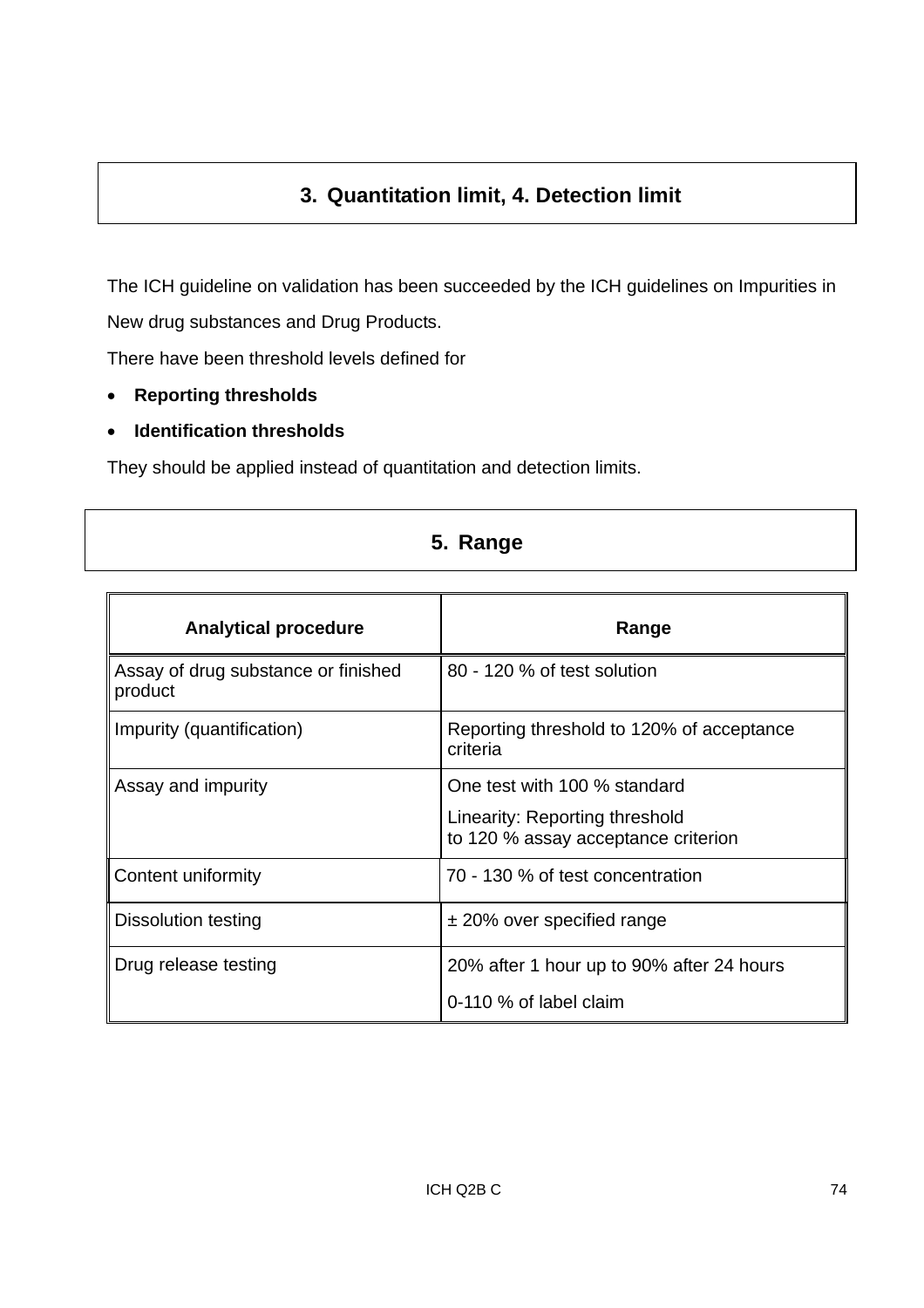## 3. Quantitation limit, 4. Detection limit

The ICH guideline on validation has been succeeded by the ICH guidelines on Impurities in New drug substances and Drug Products.

There have been threshold levels defined for

- **Reporting thresholds**
- **Identification thresholds**

They should be applied instead of quantitation and detection limits.

## 5. Range

| Analytical procedure | Range |
|---|---|
| Assay of drug substance or finished product | 80 - 120 % of test solution |
| Impurity (quantification) | Reporting threshold to 120% of acceptance criteria |
| Assay and impurity | One test with 100 % standard<br>Linearity: Reporting threshold to 120 % assay acceptance criterion |
| Content uniformity | 70 - 130 % of test concentration |
| Dissolution testing | ± 20% over specified range |
| Drug release testing | 20% after 1 hour up to 90% after 24 hours<br>0-110 % of label claim |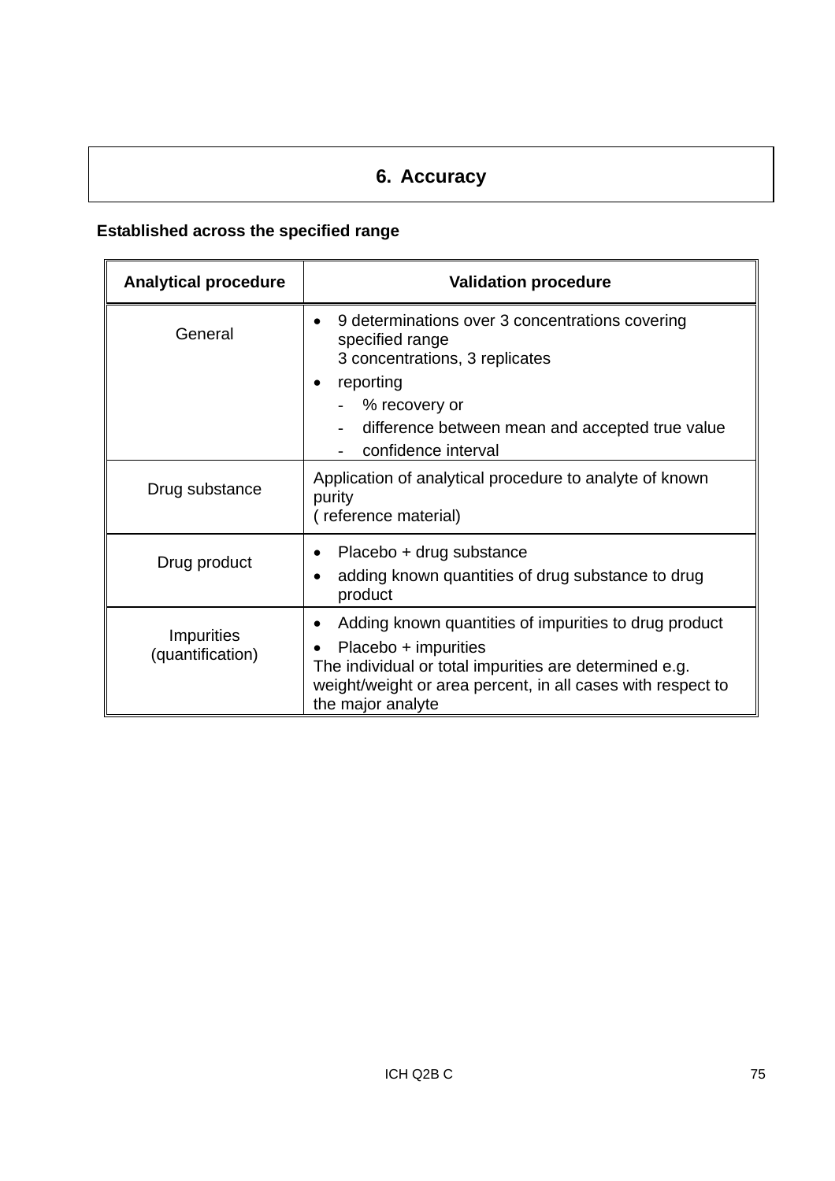## 6. Accuracy

**Established across the specified range**

| Analytical procedure | Validation procedure |
|---|---|
| General | • 9 determinations over 3 concentrations covering specified range<br>3 concentrations, 3 replicates<br>• reporting<br>- % recovery or<br>- difference between mean and accepted true value<br>- confidence interval |
| Drug substance | Application of analytical procedure to analyte of known purity<br>( reference material) |
| Drug product | • Placebo + drug substance<br>• adding known quantities of drug substance to drug product |
| Impurities (quantification) | • Adding known quantities of impurities to drug product<br>• Placebo + impurities<br>The individual or total impurities are determined e.g. weight/weight or area percent, in all cases with respect to the major analyte |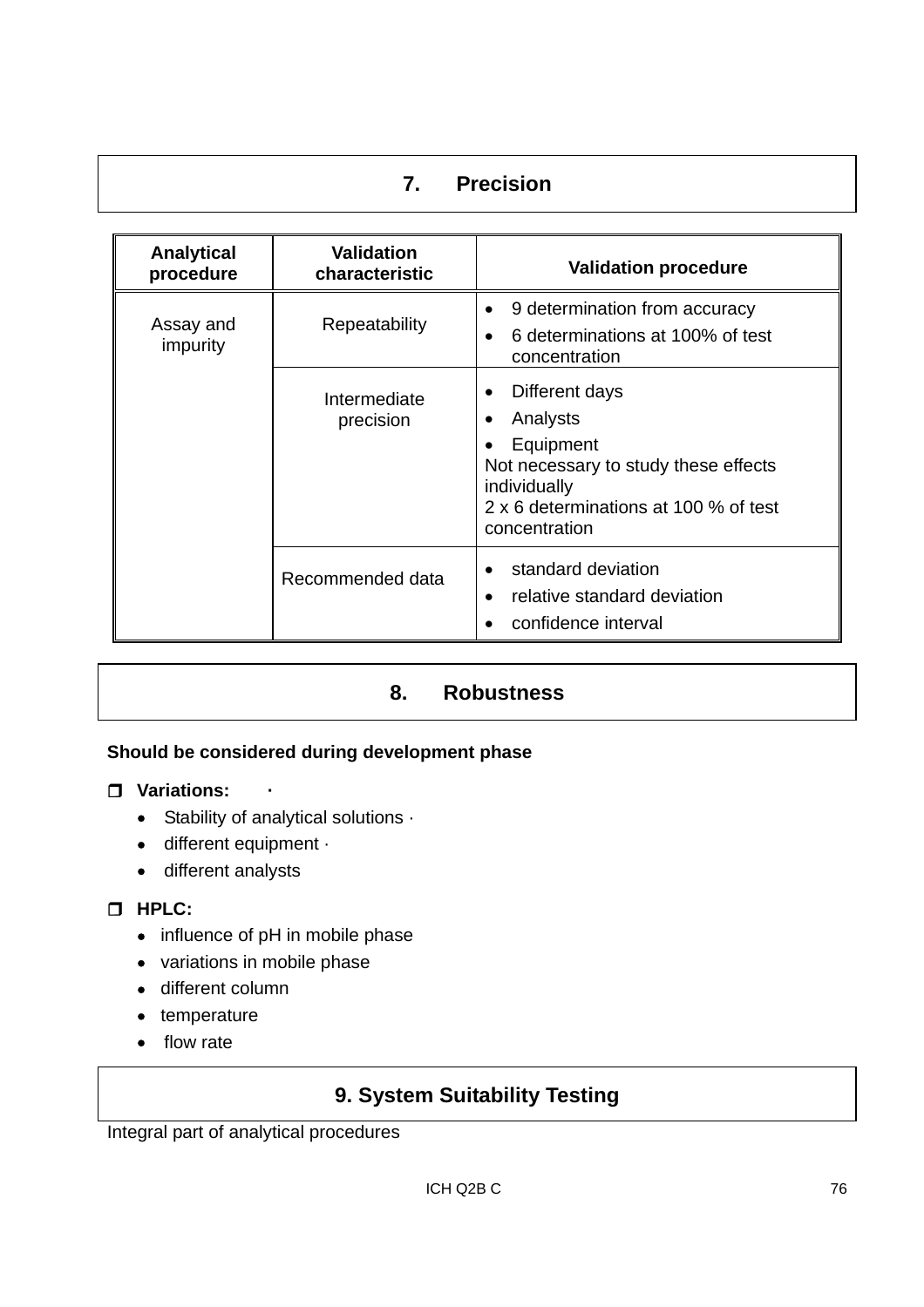## 7. Precision

| Analytical procedure | Validation characteristic | Validation procedure |
|---|---|---|
| Assay and impurity | Repeatability | • 9 determination from accuracy<br>• 6 determinations at 100% of test concentration |
| | Intermediate precision | • Different days<br>• Analysts<br>• Equipment<br>Not necessary to study these effects individually<br>2 x 6 determinations at 100 % of test concentration |
| | Recommended data | • standard deviation<br>• relative standard deviation<br>• confidence interval |

## 8. Robustness

**Should be considered during development phase**

- **Variations:** ·
  - Stability of analytical solutions ·
  - different equipment ·
  - different analysts
- **HPLC:**
  - influence of pH in mobile phase
  - variations in mobile phase
  - different column
  - temperature
  - flow rate

## 9. System Suitability Testing

Integral part of analytical procedures